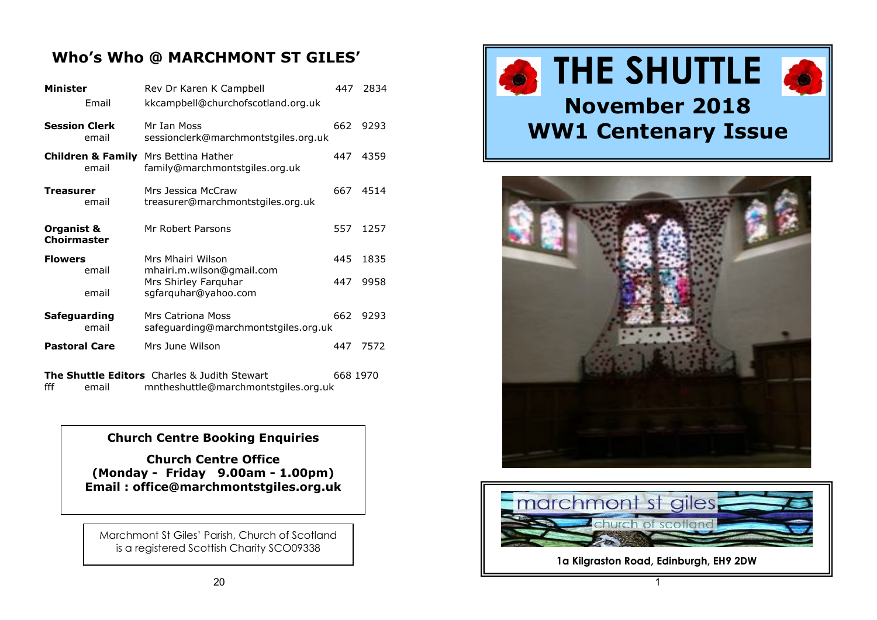## Who's Who @ MARCHMONT ST GILES'

| | | |
|---|---|---|
| **Minister** | Rev Dr Karen K Campbell | 447 2834 |
| Email | kkcampbell@churchofscotland.org.uk | |
| **Session Clerk** | Mr Ian Moss | 662 9293 |
| email | sessionclerk@marchmontstgiles.org.uk | |
| **Children & Family** | Mrs Bettina Hather | 447 4359 |
| email | family@marchmontstgiles.org.uk | |
| **Treasurer** | Mrs Jessica McCraw | 667 4514 |
| email | treasurer@marchmontstgiles.org.uk | |
| **Organist & Choirmaster** | Mr Robert Parsons | 557 1257 |
| **Flowers** | Mrs Mhairi Wilson | 445 1835 |
| email | mhairi.m.wilson@gmail.com | |
| | Mrs Shirley Farquhar | 447 9958 |
| email | sgfarquhar@yahoo.com | |
| **Safeguarding** | Mrs Catriona Moss | 662 9293 |
| email | safeguarding@marchmontstgiles.org.uk | |
| **Pastoral Care** | Mrs June Wilson | 447 7572 |
| **The Shuttle Editors** | Charles & Judith Stewart | 668 1970 |
| fff email | mntheshuttle@marchmontstgiles.org.uk | |

**Church Centre Booking Enquiries**

**Church Centre Office**
**(Monday - Friday 9.00am - 1.00pm)**
**Email : office@marchmontstgiles.org.uk**

Marchmont St Giles' Parish, Church of Scotland
is a registered Scottish Charity SCO09338

# THE SHUTTLE

## November 2018
## WW1 Centenary Issue

marchmont st giles
church of scotland

**1a Kilgraston Road, Edinburgh, EH9 2DW**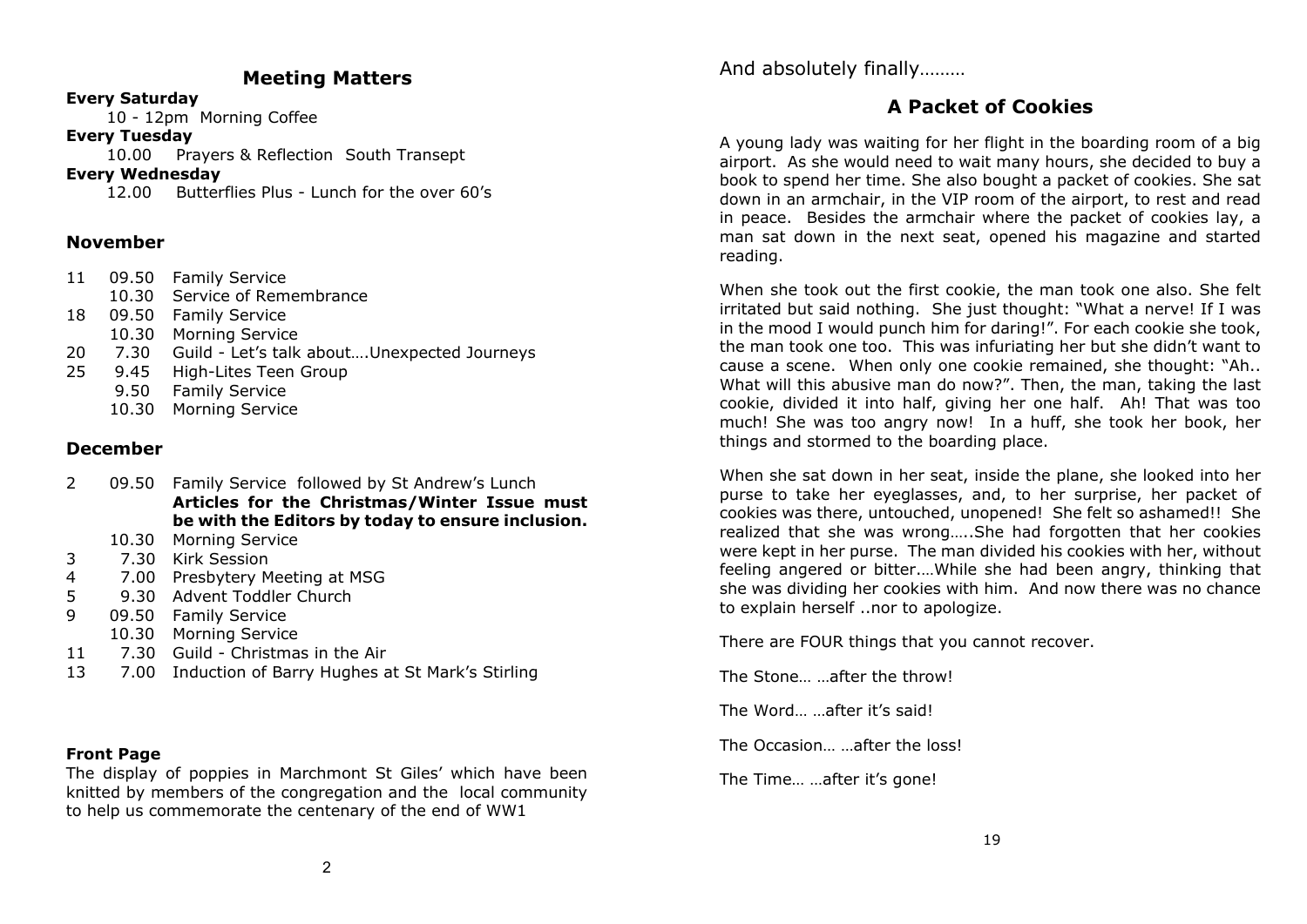## Meeting Matters

**Every Saturday**

10 - 12pm Morning Coffee

**Every Tuesday**

10.00 Prayers & Reflection South Transept

**Every Wednesday**

12.00 Butterflies Plus - Lunch for the over 60's

### November

| | | |
|---|---|---|
| 11 | 09.50 | Family Service |
| | 10.30 | Service of Remembrance |
| 18 | 09.50 | Family Service |
| | 10.30 | Morning Service |
| 20 | 7.30 | Guild - Let's talk about….Unexpected Journeys |
| 25 | 9.45 | High-Lites Teen Group |
| | 9.50 | Family Service |
| | 10.30 | Morning Service |

### December

| | | |
|---|---|---|
| 2 | 09.50 | Family Service followed by St Andrew's Lunch **Articles for the Christmas/Winter Issue must be with the Editors by today to ensure inclusion.** |
| | 10.30 | Morning Service |
| 3 | 7.30 | Kirk Session |
| 4 | 7.00 | Presbytery Meeting at MSG |
| 5 | 9.30 | Advent Toddler Church |
| 9 | 09.50 | Family Service |
| | 10.30 | Morning Service |
| 11 | 7.30 | Guild - Christmas in the Air |
| 13 | 7.00 | Induction of Barry Hughes at St Mark's Stirling |

**Front Page**

The display of poppies in Marchmont St Giles' which have been knitted by members of the congregation and the local community to help us commemorate the centenary of the end of WW1

And absolutely finally………

## A Packet of Cookies

A young lady was waiting for her flight in the boarding room of a big airport. As she would need to wait many hours, she decided to buy a book to spend her time. She also bought a packet of cookies. She sat down in an armchair, in the VIP room of the airport, to rest and read in peace. Besides the armchair where the packet of cookies lay, a man sat down in the next seat, opened his magazine and started reading.

When she took out the first cookie, the man took one also. She felt irritated but said nothing. She just thought: "What a nerve! If I was in the mood I would punch him for daring!". For each cookie she took, the man took one too. This was infuriating her but she didn't want to cause a scene. When only one cookie remained, she thought: "Ah.. What will this abusive man do now?". Then, the man, taking the last cookie, divided it into half, giving her one half. Ah! That was too much! She was too angry now! In a huff, she took her book, her things and stormed to the boarding place.

When she sat down in her seat, inside the plane, she looked into her purse to take her eyeglasses, and, to her surprise, her packet of cookies was there, untouched, unopened! She felt so ashamed!! She realized that she was wrong…..She had forgotten that her cookies were kept in her purse. The man divided his cookies with her, without feeling angered or bitter.…While she had been angry, thinking that she was dividing her cookies with him. And now there was no chance to explain herself ..nor to apologize.

There are FOUR things that you cannot recover.

The Stone… …after the throw!

The Word… …after it's said!

The Occasion… …after the loss!

The Time… …after it's gone!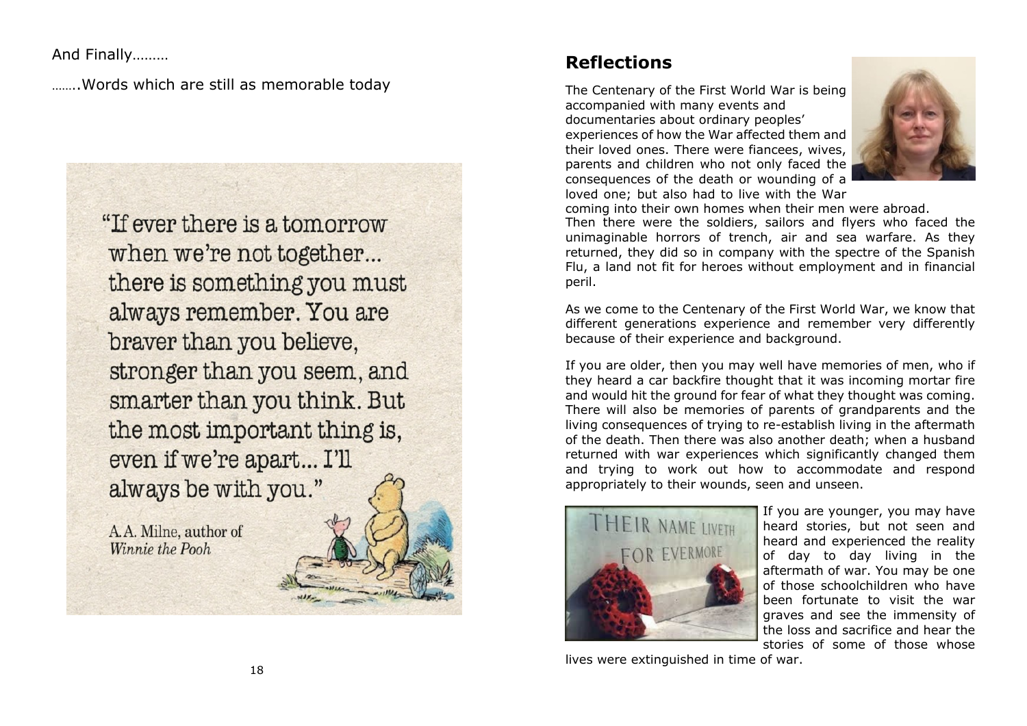And Finally………

……..Words which are still as memorable today

"If ever there is a tomorrow when we're not together... there is something you must always remember. You are braver than you believe, stronger than you seem, and smarter than you think. But the most important thing is, even if we're apart... I'll always be with you."

A.A. Milne, author of *Winnie the Pooh*

## Reflections

The Centenary of the First World War is being accompanied with many events and documentaries about ordinary peoples' experiences of how the War affected them and their loved ones. There were fiancees, wives, parents and children who not only faced the consequences of the death or wounding of a loved one; but also had to live with the War coming into their own homes when their men were abroad. Then there were the soldiers, sailors and flyers who faced the unimaginable horrors of trench, air and sea warfare. As they returned, they did so in company with the spectre of the Spanish Flu, a land not fit for heroes without employment and in financial peril.

As we come to the Centenary of the First World War, we know that different generations experience and remember very differently because of their experience and background.

If you are older, then you may well have memories of men, who if they heard a car backfire thought that it was incoming mortar fire and would hit the ground for fear of what they thought was coming. There will also be memories of parents of grandparents and the living consequences of trying to re-establish living in the aftermath of the death. Then there was also another death; when a husband returned with war experiences which significantly changed them and trying to work out how to accommodate and respond appropriately to their wounds, seen and unseen.

If you are younger, you may have heard stories, but not seen and heard and experienced the reality of day to day living in the aftermath of war. You may be one of those schoolchildren who have been fortunate to visit the war graves and see the immensity of the loss and sacrifice and hear the stories of some of those whose lives were extinguished in time of war.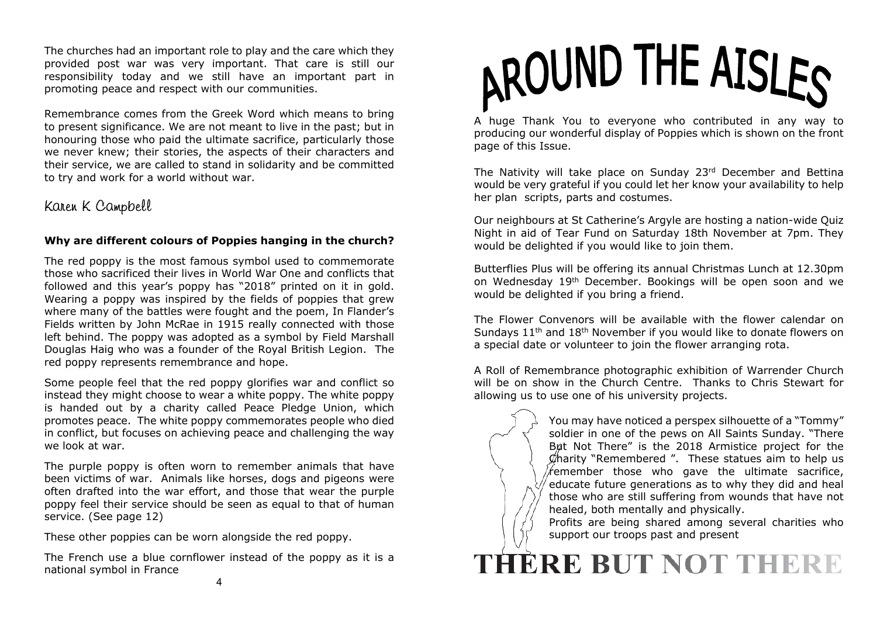The churches had an important role to play and the care which they provided post war was very important. That care is still our responsibility today and we still have an important part in promoting peace and respect with our communities.

Remembrance comes from the Greek Word which means to bring to present significance. We are not meant to live in the past; but in honouring those who paid the ultimate sacrifice, particularly those we never knew; their stories, the aspects of their characters and their service, we are called to stand in solidarity and be committed to try and work for a world without war.

Karen K Campbell

**Why are different colours of Poppies hanging in the church?**

The red poppy is the most famous symbol used to commemorate those who sacrificed their lives in World War One and conflicts that followed and this year's poppy has "2018" printed on it in gold. Wearing a poppy was inspired by the fields of poppies that grew where many of the battles were fought and the poem, In Flander's Fields written by John McRae in 1915 really connected with those left behind. The poppy was adopted as a symbol by Field Marshall Douglas Haig who was a founder of the Royal British Legion. The red poppy represents remembrance and hope.

Some people feel that the red poppy glorifies war and conflict so instead they might choose to wear a white poppy. The white poppy is handed out by a charity called Peace Pledge Union, which promotes peace. The white poppy commemorates people who died in conflict, but focuses on achieving peace and challenging the way we look at war.

The purple poppy is often worn to remember animals that have been victims of war. Animals like horses, dogs and pigeons were often drafted into the war effort, and those that wear the purple poppy feel their service should be seen as equal to that of human service. (See page 12)

These other poppies can be worn alongside the red poppy.

The French use a blue cornflower instead of the poppy as it is a national symbol in France

# AROUND THE AISLES

A huge Thank You to everyone who contributed in any way to producing our wonderful display of Poppies which is shown on the front page of this Issue.

The Nativity will take place on Sunday 23rd December and Bettina would be very grateful if you could let her know your availability to help her plan scripts, parts and costumes.

Our neighbours at St Catherine's Argyle are hosting a nation-wide Quiz Night in aid of Tear Fund on Saturday 18th November at 7pm. They would be delighted if you would like to join them.

Butterflies Plus will be offering its annual Christmas Lunch at 12.30pm on Wednesday 19th December. Bookings will be open soon and we would be delighted if you bring a friend.

The Flower Convenors will be available with the flower calendar on Sundays 11th and 18th November if you would like to donate flowers on a special date or volunteer to join the flower arranging rota.

A Roll of Remembrance photographic exhibition of Warrender Church will be on show in the Church Centre. Thanks to Chris Stewart for allowing us to use one of his university projects.

You may have noticed a perspex silhouette of a "Tommy" soldier in one of the pews on All Saints Sunday. "There But Not There" is the 2018 Armistice project for the Charity "Remembered ". These statues aim to help us remember those who gave the ultimate sacrifice, educate future generations as to why they did and heal those who are still suffering from wounds that have not healed, both mentally and physically.

Profits are being shared among several charities who support our troops past and present

**THERE BUT NOT THERE**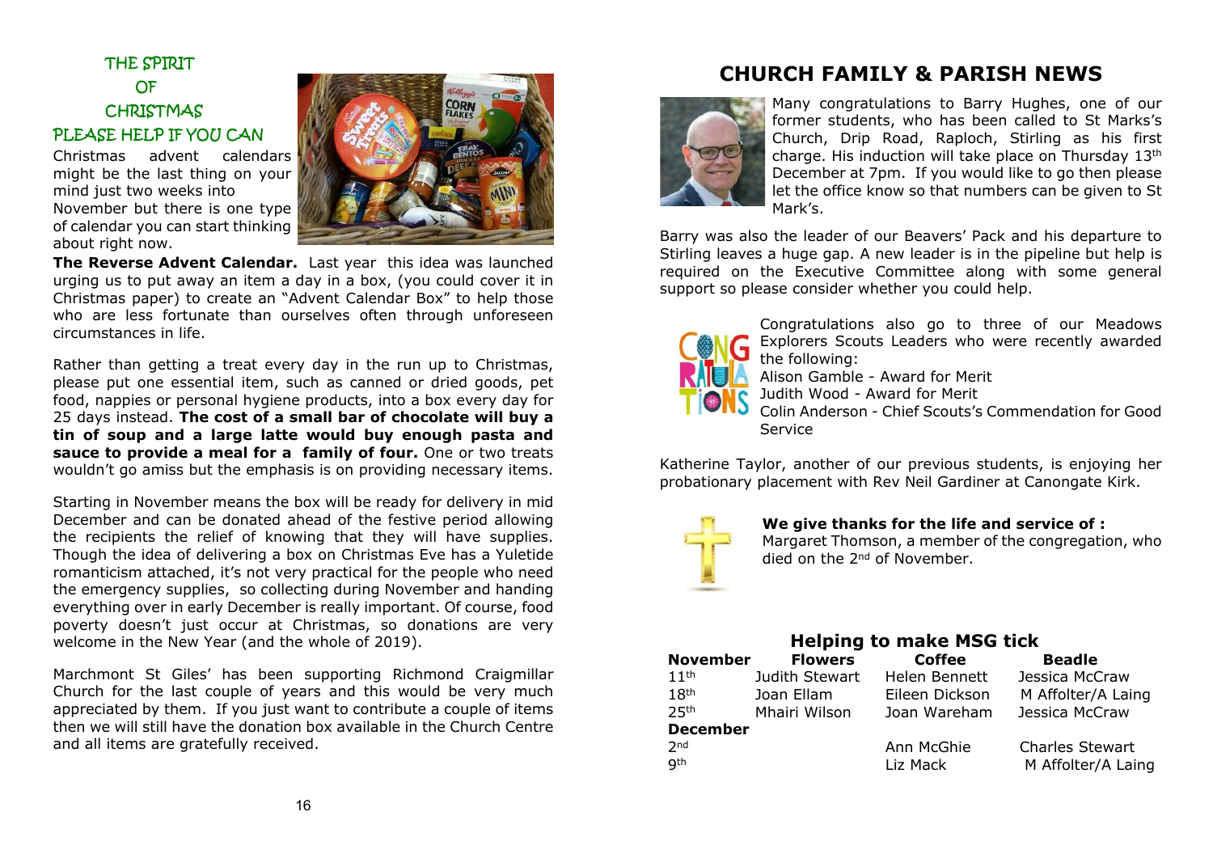## THE SPIRIT OF CHRISTMAS

### PLEASE HELP IF YOU CAN

Christmas advent calendars might be the last thing on your mind just two weeks into November but there is one type of calendar you can start thinking about right now.

**The Reverse Advent Calendar.** Last year this idea was launched urging us to put away an item a day in a box, (you could cover it in Christmas paper) to create an "Advent Calendar Box" to help those who are less fortunate than ourselves often through unforeseen circumstances in life.

Rather than getting a treat every day in the run up to Christmas, please put one essential item, such as canned or dried goods, pet food, nappies or personal hygiene products, into a box every day for 25 days instead. **The cost of a small bar of chocolate will buy a tin of soup and a large latte would buy enough pasta and sauce to provide a meal for a family of four.** One or two treats wouldn't go amiss but the emphasis is on providing necessary items.

Starting in November means the box will be ready for delivery in mid December and can be donated ahead of the festive period allowing the recipients the relief of knowing that they will have supplies. Though the idea of delivering a box on Christmas Eve has a Yuletide romanticism attached, it's not very practical for the people who need the emergency supplies, so collecting during November and handing everything over in early December is really important. Of course, food poverty doesn't just occur at Christmas, so donations are very welcome in the New Year (and the whole of 2019).

Marchmont St Giles' has been supporting Richmond Craigmillar Church for the last couple of years and this would be very much appreciated by them. If you just want to contribute a couple of items then we will still have the donation box available in the Church Centre and all items are gratefully received.

## CHURCH FAMILY & PARISH NEWS

Many congratulations to Barry Hughes, one of our former students, who has been called to St Marks's Church, Drip Road, Raploch, Stirling as his first charge. His induction will take place on Thursday 13th December at 7pm. If you would like to go then please let the office know so that numbers can be given to St Mark's.

Barry was also the leader of our Beavers' Pack and his departure to Stirling leaves a huge gap. A new leader is in the pipeline but help is required on the Executive Committee along with some general support so please consider whether you could help.

Congratulations also go to three of our Meadows Explorers Scouts Leaders who were recently awarded the following:

Alison Gamble - Award for Merit
Judith Wood - Award for Merit
Colin Anderson - Chief Scouts's Commendation for Good Service

Katherine Taylor, another of our previous students, is enjoying her probationary placement with Rev Neil Gardiner at Canongate Kirk.

**We give thanks for the life and service of :**
Margaret Thomson, a member of the congregation, who died on the 2nd of November.

### Helping to make MSG tick

| November | Flowers | Coffee | Beadle |
|---|---|---|---|
| 11th | Judith Stewart | Helen Bennett | Jessica McCraw |
| 18th | Joan Ellam | Eileen Dickson | M Affolter/A Laing |
| 25th | Mhairi Wilson | Joan Wareham | Jessica McCraw |
| **December** | | | |
| 2nd | | Ann McGhie | Charles Stewart |
| 9th | | Liz Mack | M Affolter/A Laing |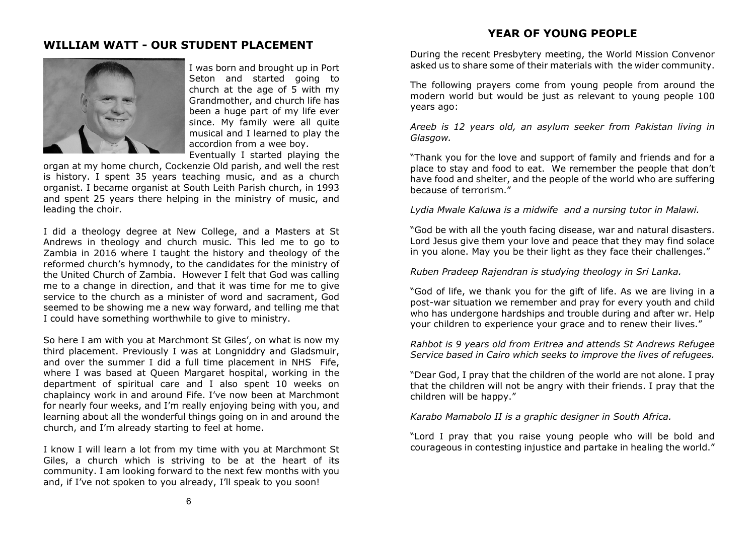## WILLIAM WATT - OUR STUDENT PLACEMENT

I was born and brought up in Port Seton and started going to church at the age of 5 with my Grandmother, and church life has been a huge part of my life ever since. My family were all quite musical and I learned to play the accordion from a wee boy. Eventually I started playing the organ at my home church, Cockenzie Old parish, and well the rest is history. I spent 35 years teaching music, and as a church organist. I became organist at South Leith Parish church, in 1993 and spent 25 years there helping in the ministry of music, and leading the choir.

I did a theology degree at New College, and a Masters at St Andrews in theology and church music. This led me to go to Zambia in 2016 where I taught the history and theology of the reformed church's hymnody, to the candidates for the ministry of the United Church of Zambia. However I felt that God was calling me to a change in direction, and that it was time for me to give service to the church as a minister of word and sacrament, God seemed to be showing me a new way forward, and telling me that I could have something worthwhile to give to ministry.

So here I am with you at Marchmont St Giles', on what is now my third placement. Previously I was at Longniddry and Gladsmuir, and over the summer I did a full time placement in NHS Fife, where I was based at Queen Margaret hospital, working in the department of spiritual care and I also spent 10 weeks on chaplaincy work in and around Fife. I've now been at Marchmont for nearly four weeks, and I'm really enjoying being with you, and learning about all the wonderful things going on in and around the church, and I'm already starting to feel at home.

I know I will learn a lot from my time with you at Marchmont St Giles, a church which is striving to be at the heart of its community. I am looking forward to the next few months with you and, if I've not spoken to you already, I'll speak to you soon!

## YEAR OF YOUNG PEOPLE

During the recent Presbytery meeting, the World Mission Convenor asked us to share some of their materials with the wider community.

The following prayers come from young people from around the modern world but would be just as relevant to young people 100 years ago:

*Areeb is 12 years old, an asylum seeker from Pakistan living in Glasgow.*

"Thank you for the love and support of family and friends and for a place to stay and food to eat. We remember the people that don't have food and shelter, and the people of the world who are suffering because of terrorism."

*Lydia Mwale Kaluwa is a midwife and a nursing tutor in Malawi.*

"God be with all the youth facing disease, war and natural disasters. Lord Jesus give them your love and peace that they may find solace in you alone. May you be their light as they face their challenges."

*Ruben Pradeep Rajendran is studying theology in Sri Lanka.*

"God of life, we thank you for the gift of life. As we are living in a post-war situation we remember and pray for every youth and child who has undergone hardships and trouble during and after wr. Help your children to experience your grace and to renew their lives."

*Rahbot is 9 years old from Eritrea and attends St Andrews Refugee Service based in Cairo which seeks to improve the lives of refugees.*

"Dear God, I pray that the children of the world are not alone. I pray that the children will not be angry with their friends. I pray that the children will be happy."

*Karabo Mamabolo II is a graphic designer in South Africa.*

"Lord I pray that you raise young people who will be bold and courageous in contesting injustice and partake in healing the world."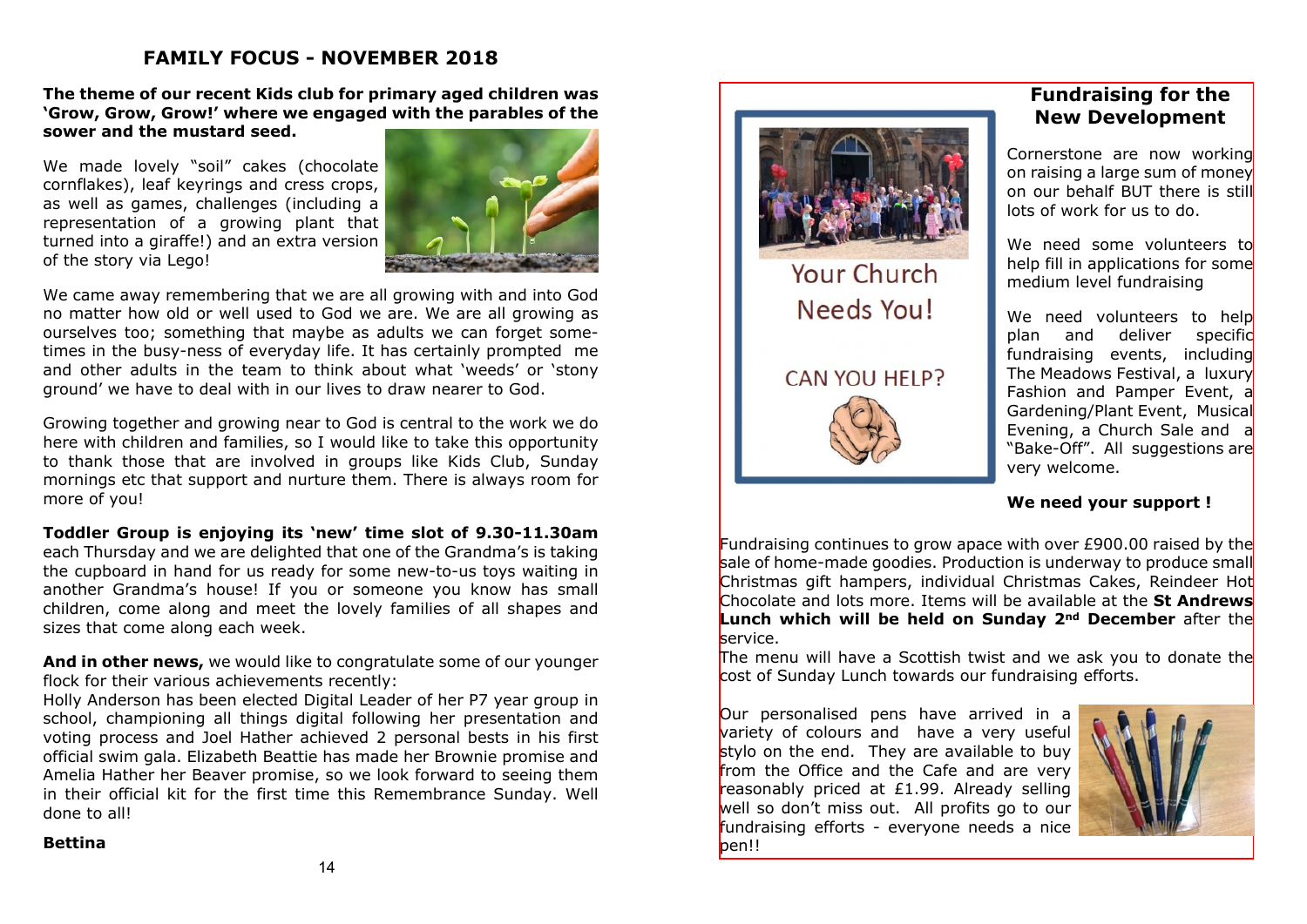# FAMILY FOCUS - NOVEMBER 2018

**The theme of our recent Kids club for primary aged children was 'Grow, Grow, Grow!' where we engaged with the parables of the sower and the mustard seed.**

We made lovely "soil" cakes (chocolate cornflakes), leaf keyrings and cress crops, as well as games, challenges (including a representation of a growing plant that turned into a giraffe!) and an extra version of the story via Lego!

We came away remembering that we are all growing with and into God no matter how old or well used to God we are. We are all growing as ourselves too; something that maybe as adults we can forget some-times in the busy-ness of everyday life. It has certainly prompted me and other adults in the team to think about what 'weeds' or 'stony ground' we have to deal with in our lives to draw nearer to God.

Growing together and growing near to God is central to the work we do here with children and families, so I would like to take this opportunity to thank those that are involved in groups like Kids Club, Sunday mornings etc that support and nurture them. There is always room for more of you!

**Toddler Group is enjoying its 'new' time slot of 9.30-11.30am** each Thursday and we are delighted that one of the Grandma's is taking the cupboard in hand for us ready for some new-to-us toys waiting in another Grandma's house! If you or someone you know has small children, come along and meet the lovely families of all shapes and sizes that come along each week.

**And in other news,** we would like to congratulate some of our younger flock for their various achievements recently:

Holly Anderson has been elected Digital Leader of her P7 year group in school, championing all things digital following her presentation and voting process and Joel Hather achieved 2 personal bests in his first official swim gala. Elizabeth Beattie has made her Brownie promise and Amelia Hather her Beaver promise, so we look forward to seeing them in their official kit for the first time this Remembrance Sunday. Well done to all!

**Bettina**

Your Church Needs You!

CAN YOU HELP?

## Fundraising for the New Development

Cornerstone are now working on raising a large sum of money on our behalf BUT there is still lots of work for us to do.

We need some volunteers to help fill in applications for some medium level fundraising

We need volunteers to help plan and deliver specific fundraising events, including The Meadows Festival, a luxury Fashion and Pamper Event, a Gardening/Plant Event, Musical Evening, a Church Sale and a "Bake-Off". All suggestions are very welcome.

**We need your support !**

Fundraising continues to grow apace with over £900.00 raised by the sale of home-made goodies. Production is underway to produce small Christmas gift hampers, individual Christmas Cakes, Reindeer Hot Chocolate and lots more. Items will be available at the **St Andrews Lunch which will be held on Sunday 2nd December** after the service.

The menu will have a Scottish twist and we ask you to donate the cost of Sunday Lunch towards our fundraising efforts.

Our personalised pens have arrived in a variety of colours and have a very useful stylo on the end. They are available to buy from the Office and the Cafe and are very reasonably priced at £1.99. Already selling well so don't miss out. All profits go to our fundraising efforts - everyone needs a nice pen!!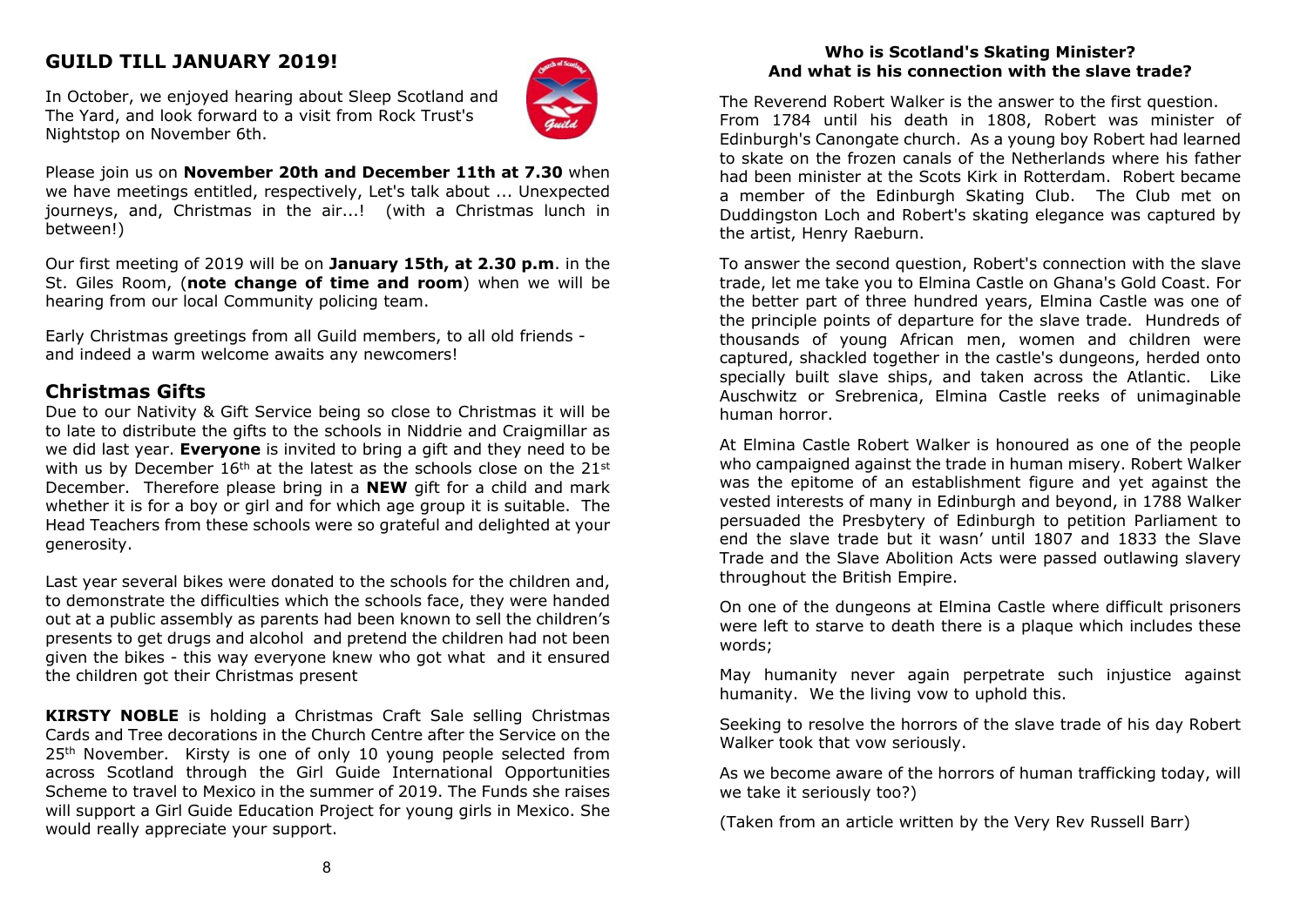## GUILD TILL JANUARY 2019!

In October, we enjoyed hearing about Sleep Scotland and The Yard, and look forward to a visit from Rock Trust's Nightstop on November 6th.

Please join us on **November 20th and December 11th at 7.30** when we have meetings entitled, respectively, Let's talk about ... Unexpected journeys, and, Christmas in the air...! (with a Christmas lunch in between!)

Our first meeting of 2019 will be on **January 15th, at 2.30 p.m**. in the St. Giles Room, (**note change of time and room**) when we will be hearing from our local Community policing team.

Early Christmas greetings from all Guild members, to all old friends - and indeed a warm welcome awaits any newcomers!

## Christmas Gifts

Due to our Nativity & Gift Service being so close to Christmas it will be to late to distribute the gifts to the schools in Niddrie and Craigmillar as we did last year. **Everyone** is invited to bring a gift and they need to be with us by December 16th at the latest as the schools close on the 21st December. Therefore please bring in a **NEW** gift for a child and mark whether it is for a boy or girl and for which age group it is suitable. The Head Teachers from these schools were so grateful and delighted at your generosity.

Last year several bikes were donated to the schools for the children and, to demonstrate the difficulties which the schools face, they were handed out at a public assembly as parents had been known to sell the children's presents to get drugs and alcohol and pretend the children had not been given the bikes - this way everyone knew who got what and it ensured the children got their Christmas present

**KIRSTY NOBLE** is holding a Christmas Craft Sale selling Christmas Cards and Tree decorations in the Church Centre after the Service on the 25th November. Kirsty is one of only 10 young people selected from across Scotland through the Girl Guide International Opportunities Scheme to travel to Mexico in the summer of 2019. The Funds she raises will support a Girl Guide Education Project for young girls in Mexico. She would really appreciate your support.

### Who is Scotland's Skating Minister? And what is his connection with the slave trade?

The Reverend Robert Walker is the answer to the first question. From 1784 until his death in 1808, Robert was minister of Edinburgh's Canongate church. As a young boy Robert had learned to skate on the frozen canals of the Netherlands where his father had been minister at the Scots Kirk in Rotterdam. Robert became a member of the Edinburgh Skating Club. The Club met on Duddingston Loch and Robert's skating elegance was captured by the artist, Henry Raeburn.

To answer the second question, Robert's connection with the slave trade, let me take you to Elmina Castle on Ghana's Gold Coast. For the better part of three hundred years, Elmina Castle was one of the principle points of departure for the slave trade. Hundreds of thousands of young African men, women and children were captured, shackled together in the castle's dungeons, herded onto specially built slave ships, and taken across the Atlantic. Like Auschwitz or Srebrenica, Elmina Castle reeks of unimaginable human horror.

At Elmina Castle Robert Walker is honoured as one of the people who campaigned against the trade in human misery. Robert Walker was the epitome of an establishment figure and yet against the vested interests of many in Edinburgh and beyond, in 1788 Walker persuaded the Presbytery of Edinburgh to petition Parliament to end the slave trade but it wasn' until 1807 and 1833 the Slave Trade and the Slave Abolition Acts were passed outlawing slavery throughout the British Empire.

On one of the dungeons at Elmina Castle where difficult prisoners were left to starve to death there is a plaque which includes these words;

May humanity never again perpetrate such injustice against humanity. We the living vow to uphold this.

Seeking to resolve the horrors of the slave trade of his day Robert Walker took that vow seriously.

As we become aware of the horrors of human trafficking today, will we take it seriously too?)

(Taken from an article written by the Very Rev Russell Barr)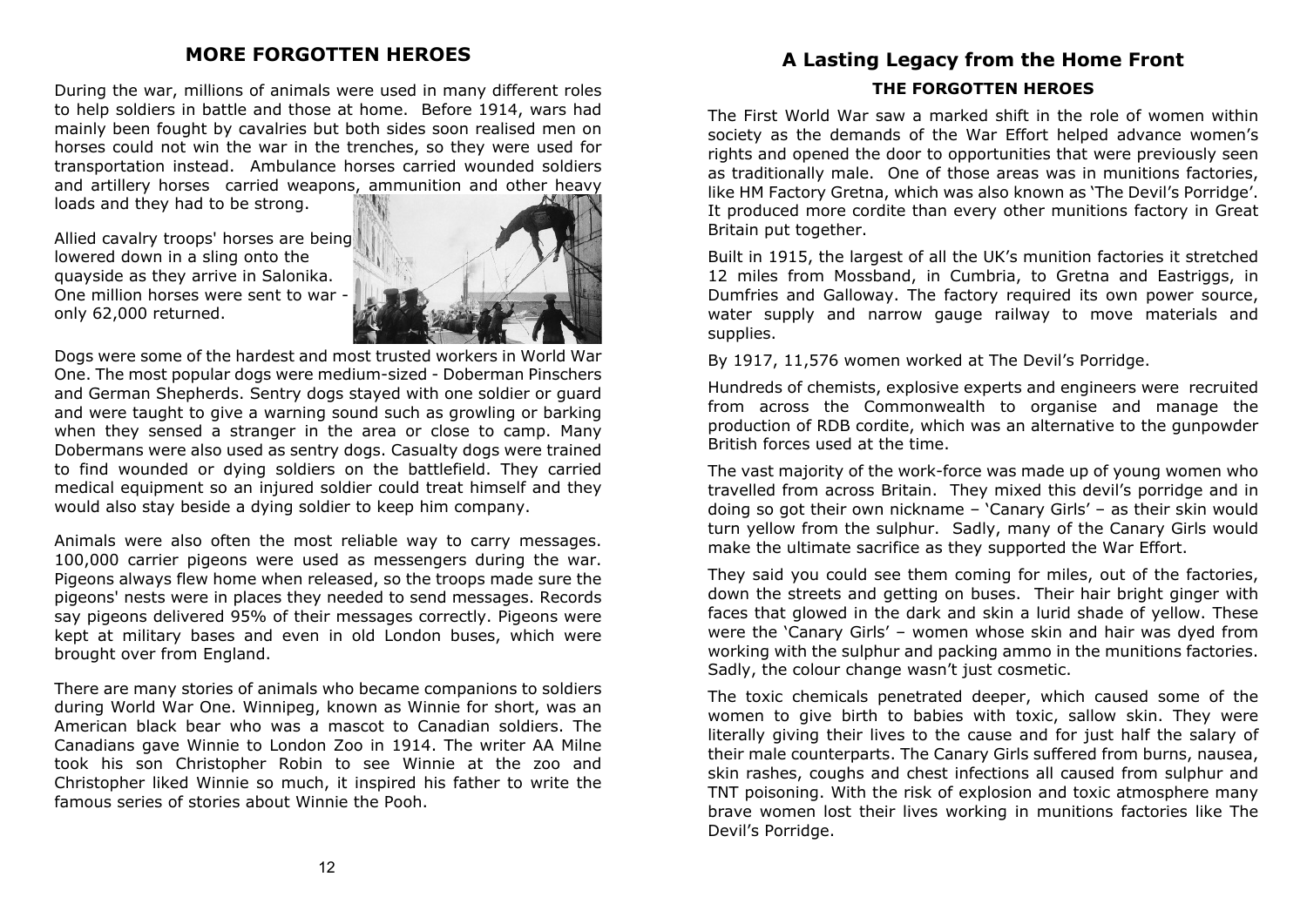## MORE FORGOTTEN HEROES

During the war, millions of animals were used in many different roles to help soldiers in battle and those at home. Before 1914, wars had mainly been fought by cavalries but both sides soon realised men on horses could not win the war in the trenches, so they were used for transportation instead. Ambulance horses carried wounded soldiers and artillery horses carried weapons, ammunition and other heavy loads and they had to be strong.

Allied cavalry troops' horses are being lowered down in a sling onto the quayside as they arrive in Salonika. One million horses were sent to war - only 62,000 returned.

Dogs were some of the hardest and most trusted workers in World War One. The most popular dogs were medium-sized - Doberman Pinschers and German Shepherds. Sentry dogs stayed with one soldier or guard and were taught to give a warning sound such as growling or barking when they sensed a stranger in the area or close to camp. Many Dobermans were also used as sentry dogs. Casualty dogs were trained to find wounded or dying soldiers on the battlefield. They carried medical equipment so an injured soldier could treat himself and they would also stay beside a dying soldier to keep him company.

Animals were also often the most reliable way to carry messages. 100,000 carrier pigeons were used as messengers during the war. Pigeons always flew home when released, so the troops made sure the pigeons' nests were in places they needed to send messages. Records say pigeons delivered 95% of their messages correctly. Pigeons were kept at military bases and even in old London buses, which were brought over from England.

There are many stories of animals who became companions to soldiers during World War One. Winnipeg, known as Winnie for short, was an American black bear who was a mascot to Canadian soldiers. The Canadians gave Winnie to London Zoo in 1914. The writer AA Milne took his son Christopher Robin to see Winnie at the zoo and Christopher liked Winnie so much, it inspired his father to write the famous series of stories about Winnie the Pooh.

## A Lasting Legacy from the Home Front

### THE FORGOTTEN HEROES

The First World War saw a marked shift in the role of women within society as the demands of the War Effort helped advance women's rights and opened the door to opportunities that were previously seen as traditionally male. One of those areas was in munitions factories, like HM Factory Gretna, which was also known as 'The Devil's Porridge'. It produced more cordite than every other munitions factory in Great Britain put together.

Built in 1915, the largest of all the UK's munition factories it stretched 12 miles from Mossband, in Cumbria, to Gretna and Eastriggs, in Dumfries and Galloway. The factory required its own power source, water supply and narrow gauge railway to move materials and supplies.

By 1917, 11,576 women worked at The Devil's Porridge.

Hundreds of chemists, explosive experts and engineers were recruited from across the Commonwealth to organise and manage the production of RDB cordite, which was an alternative to the gunpowder British forces used at the time.

The vast majority of the work-force was made up of young women who travelled from across Britain. They mixed this devil's porridge and in doing so got their own nickname – 'Canary Girls' – as their skin would turn yellow from the sulphur. Sadly, many of the Canary Girls would make the ultimate sacrifice as they supported the War Effort.

They said you could see them coming for miles, out of the factories, down the streets and getting on buses. Their hair bright ginger with faces that glowed in the dark and skin a lurid shade of yellow. These were the 'Canary Girls' – women whose skin and hair was dyed from working with the sulphur and packing ammo in the munitions factories. Sadly, the colour change wasn't just cosmetic.

The toxic chemicals penetrated deeper, which caused some of the women to give birth to babies with toxic, sallow skin. They were literally giving their lives to the cause and for just half the salary of their male counterparts. The Canary Girls suffered from burns, nausea, skin rashes, coughs and chest infections all caused from sulphur and TNT poisoning. With the risk of explosion and toxic atmosphere many brave women lost their lives working in munitions factories like The Devil's Porridge.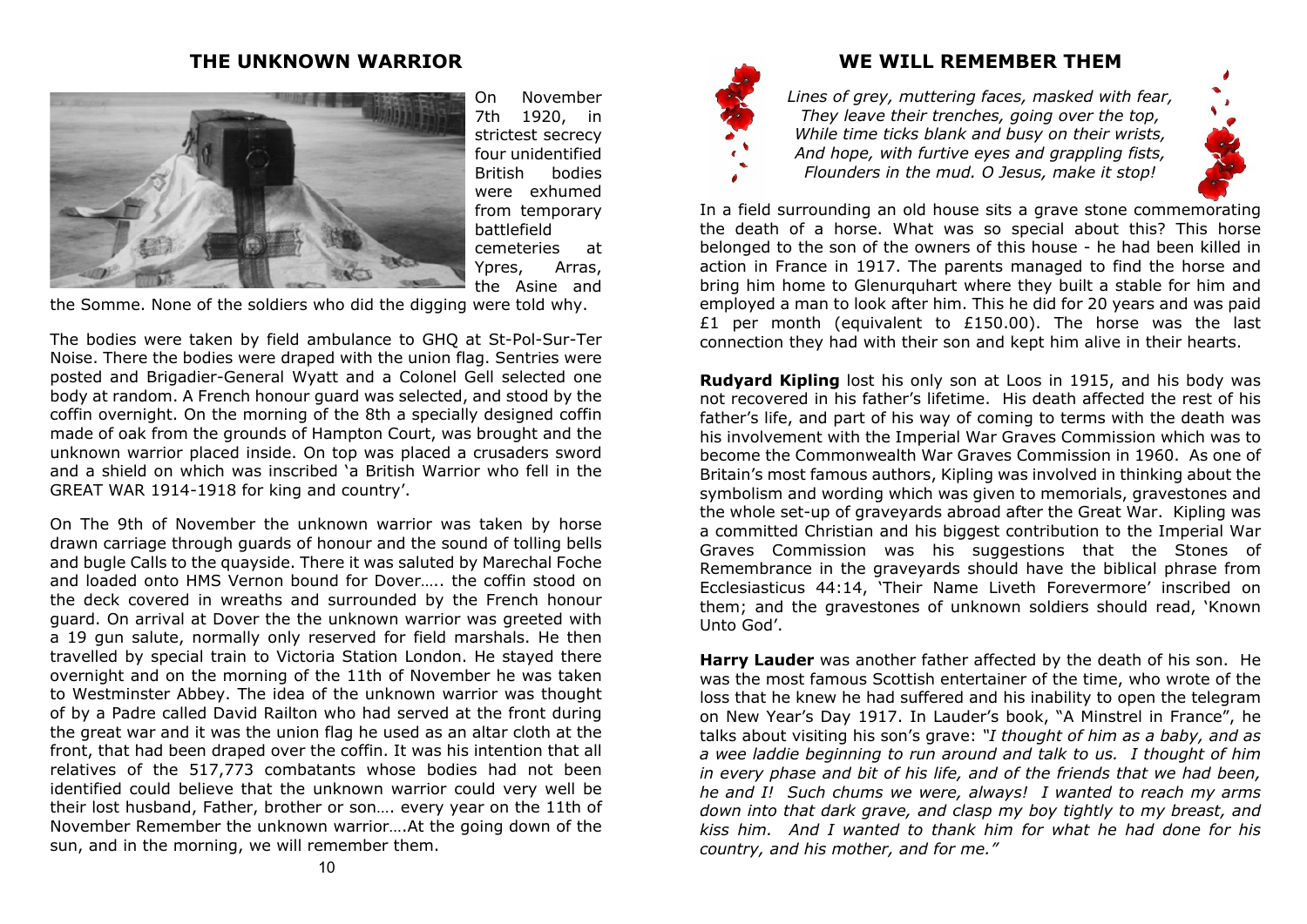## THE UNKNOWN WARRIOR

On November 7th 1920, in strictest secrecy four unidentified British bodies were exhumed from temporary battlefield cemeteries at Ypres, Arras, the Asine and the Somme. None of the soldiers who did the digging were told why.

The bodies were taken by field ambulance to GHQ at St-Pol-Sur-Ter Noise. There the bodies were draped with the union flag. Sentries were posted and Brigadier-General Wyatt and a Colonel Gell selected one body at random. A French honour guard was selected, and stood by the coffin overnight. On the morning of the 8th a specially designed coffin made of oak from the grounds of Hampton Court, was brought and the unknown warrior placed inside. On top was placed a crusaders sword and a shield on which was inscribed 'a British Warrior who fell in the GREAT WAR 1914-1918 for king and country'.

On The 9th of November the unknown warrior was taken by horse drawn carriage through guards of honour and the sound of tolling bells and bugle Calls to the quayside. There it was saluted by Marechal Foche and loaded onto HMS Vernon bound for Dover….. the coffin stood on the deck covered in wreaths and surrounded by the French honour guard. On arrival at Dover the the unknown warrior was greeted with a 19 gun salute, normally only reserved for field marshals. He then travelled by special train to Victoria Station London. He stayed there overnight and on the morning of the 11th of November he was taken to Westminster Abbey. The idea of the unknown warrior was thought of by a Padre called David Railton who had served at the front during the great war and it was the union flag he used as an altar cloth at the front, that had been draped over the coffin. It was his intention that all relatives of the 517,773 combatants whose bodies had not been identified could believe that the unknown warrior could very well be their lost husband, Father, brother or son…. every year on the 11th of November Remember the unknown warrior….At the going down of the sun, and in the morning, we will remember them.

## WE WILL REMEMBER THEM

*Lines of grey, muttering faces, masked with fear,*
*They leave their trenches, going over the top,*
*While time ticks blank and busy on their wrists,*
*And hope, with furtive eyes and grappling fists,*
*Flounders in the mud. O Jesus, make it stop!*

In a field surrounding an old house sits a grave stone commemorating the death of a horse. What was so special about this? This horse belonged to the son of the owners of this house - he had been killed in action in France in 1917. The parents managed to find the horse and bring him home to Glenurquhart where they built a stable for him and employed a man to look after him. This he did for 20 years and was paid £1 per month (equivalent to £150.00). The horse was the last connection they had with their son and kept him alive in their hearts.

**Rudyard Kipling** lost his only son at Loos in 1915, and his body was not recovered in his father's lifetime. His death affected the rest of his father's life, and part of his way of coming to terms with the death was his involvement with the Imperial War Graves Commission which was to become the Commonwealth War Graves Commission in 1960. As one of Britain's most famous authors, Kipling was involved in thinking about the symbolism and wording which was given to memorials, gravestones and the whole set-up of graveyards abroad after the Great War. Kipling was a committed Christian and his biggest contribution to the Imperial War Graves Commission was his suggestions that the Stones of Remembrance in the graveyards should have the biblical phrase from Ecclesiasticus 44:14, 'Their Name Liveth Forevermore' inscribed on them; and the gravestones of unknown soldiers should read, 'Known Unto God'.

**Harry Lauder** was another father affected by the death of his son. He was the most famous Scottish entertainer of the time, who wrote of the loss that he knew he had suffered and his inability to open the telegram on New Year's Day 1917. In Lauder's book, "A Minstrel in France", he talks about visiting his son's grave: *"I thought of him as a baby, and as a wee laddie beginning to run around and talk to us. I thought of him in every phase and bit of his life, and of the friends that we had been, he and I! Such chums we were, always! I wanted to reach my arms down into that dark grave, and clasp my boy tightly to my breast, and kiss him. And I wanted to thank him for what he had done for his country, and his mother, and for me."*